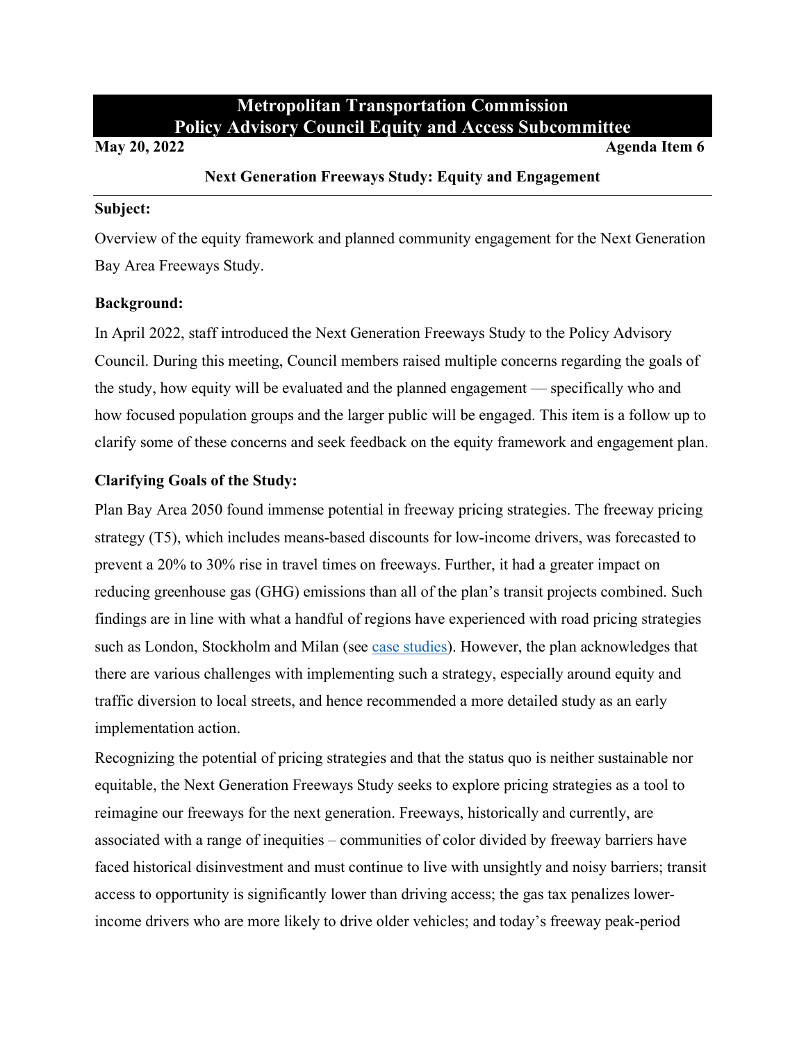# Metropolitan Transportation Commission
## Policy Advisory Council Equity and Access Subcommittee

**May 20, 2022** **Agenda Item 6**

### Next Generation Freeways Study: Equity and Engagement

**Subject:**

Overview of the equity framework and planned community engagement for the Next Generation Bay Area Freeways Study.

**Background:**

In April 2022, staff introduced the Next Generation Freeways Study to the Policy Advisory Council. During this meeting, Council members raised multiple concerns regarding the goals of the study, how equity will be evaluated and the planned engagement — specifically who and how focused population groups and the larger public will be engaged. This item is a follow up to clarify some of these concerns and seek feedback on the equity framework and engagement plan.

**Clarifying Goals of the Study:**

Plan Bay Area 2050 found immense potential in freeway pricing strategies. The freeway pricing strategy (T5), which includes means-based discounts for low-income drivers, was forecasted to prevent a 20% to 30% rise in travel times on freeways. Further, it had a greater impact on reducing greenhouse gas (GHG) emissions than all of the plan's transit projects combined. Such findings are in line with what a handful of regions have experienced with road pricing strategies such as London, Stockholm and Milan (see case studies). However, the plan acknowledges that there are various challenges with implementing such a strategy, especially around equity and traffic diversion to local streets, and hence recommended a more detailed study as an early implementation action.

Recognizing the potential of pricing strategies and that the status quo is neither sustainable nor equitable, the Next Generation Freeways Study seeks to explore pricing strategies as a tool to reimagine our freeways for the next generation. Freeways, historically and currently, are associated with a range of inequities – communities of color divided by freeway barriers have faced historical disinvestment and must continue to live with unsightly and noisy barriers; transit access to opportunity is significantly lower than driving access; the gas tax penalizes lower-income drivers who are more likely to drive older vehicles; and today's freeway peak-period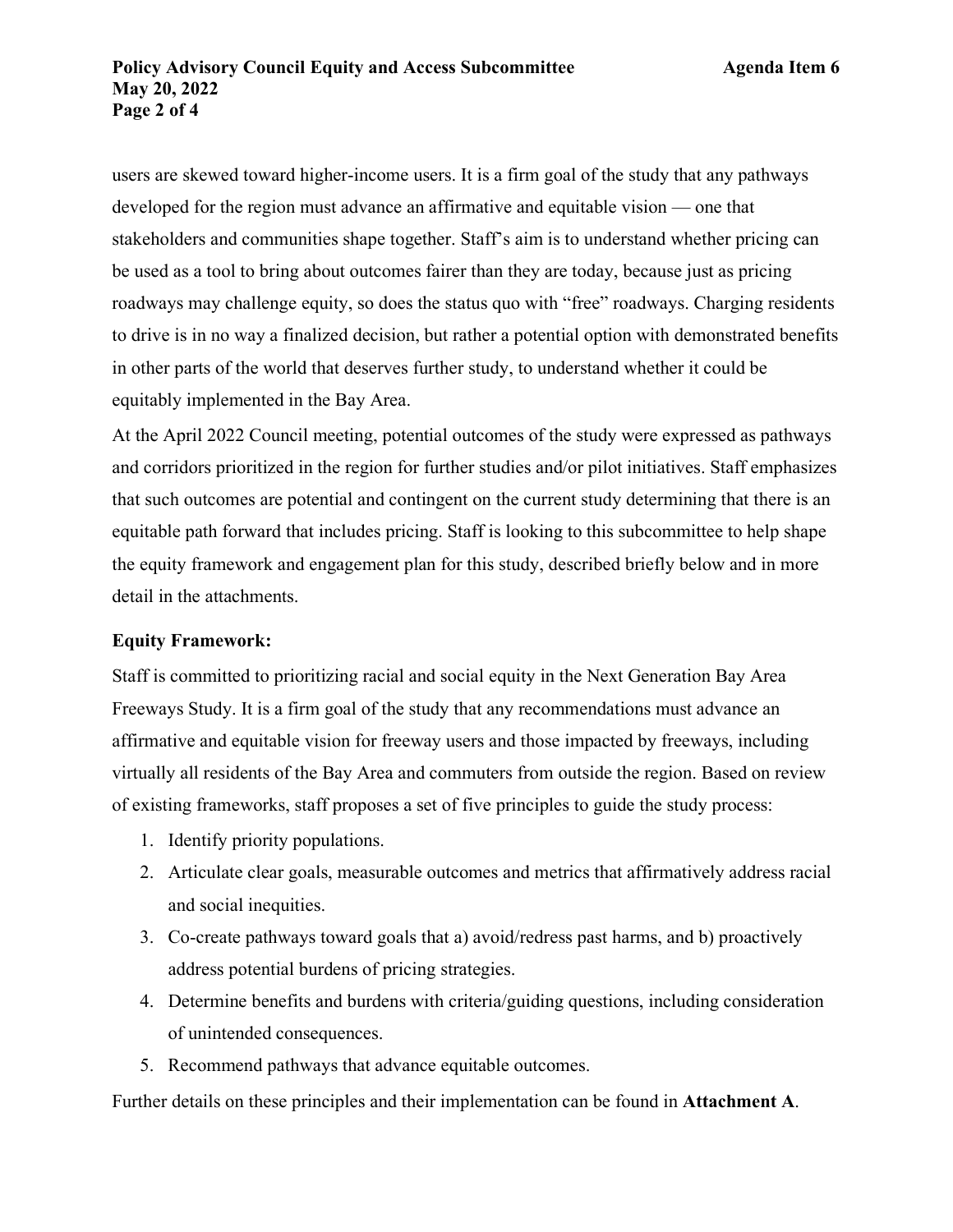users are skewed toward higher-income users. It is a firm goal of the study that any pathways developed for the region must advance an affirmative and equitable vision — one that stakeholders and communities shape together. Staff's aim is to understand whether pricing can be used as a tool to bring about outcomes fairer than they are today, because just as pricing roadways may challenge equity, so does the status quo with "free" roadways. Charging residents to drive is in no way a finalized decision, but rather a potential option with demonstrated benefits in other parts of the world that deserves further study, to understand whether it could be equitably implemented in the Bay Area.

At the April 2022 Council meeting, potential outcomes of the study were expressed as pathways and corridors prioritized in the region for further studies and/or pilot initiatives. Staff emphasizes that such outcomes are potential and contingent on the current study determining that there is an equitable path forward that includes pricing. Staff is looking to this subcommittee to help shape the equity framework and engagement plan for this study, described briefly below and in more detail in the attachments.

**Equity Framework:**

Staff is committed to prioritizing racial and social equity in the Next Generation Bay Area Freeways Study. It is a firm goal of the study that any recommendations must advance an affirmative and equitable vision for freeway users and those impacted by freeways, including virtually all residents of the Bay Area and commuters from outside the region. Based on review of existing frameworks, staff proposes a set of five principles to guide the study process:

1. Identify priority populations.
2. Articulate clear goals, measurable outcomes and metrics that affirmatively address racial and social inequities.
3. Co-create pathways toward goals that a) avoid/redress past harms, and b) proactively address potential burdens of pricing strategies.
4. Determine benefits and burdens with criteria/guiding questions, including consideration of unintended consequences.
5. Recommend pathways that advance equitable outcomes.

Further details on these principles and their implementation can be found in **Attachment A**.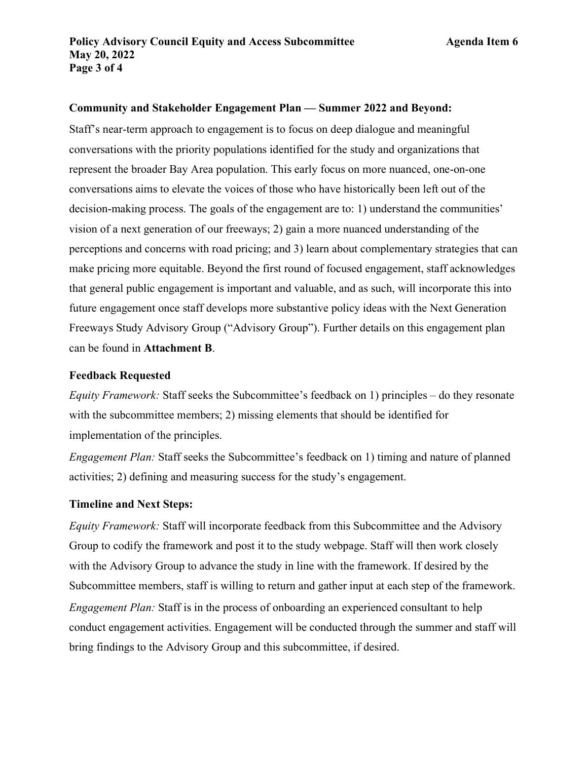**Community and Stakeholder Engagement Plan — Summer 2022 and Beyond:**

Staff's near-term approach to engagement is to focus on deep dialogue and meaningful conversations with the priority populations identified for the study and organizations that represent the broader Bay Area population. This early focus on more nuanced, one-on-one conversations aims to elevate the voices of those who have historically been left out of the decision-making process. The goals of the engagement are to: 1) understand the communities' vision of a next generation of our freeways; 2) gain a more nuanced understanding of the perceptions and concerns with road pricing; and 3) learn about complementary strategies that can make pricing more equitable. Beyond the first round of focused engagement, staff acknowledges that general public engagement is important and valuable, and as such, will incorporate this into future engagement once staff develops more substantive policy ideas with the Next Generation Freeways Study Advisory Group ("Advisory Group"). Further details on this engagement plan can be found in **Attachment B**.

**Feedback Requested**

*Equity Framework:* Staff seeks the Subcommittee's feedback on 1) principles – do they resonate with the subcommittee members; 2) missing elements that should be identified for implementation of the principles.

*Engagement Plan:* Staff seeks the Subcommittee's feedback on 1) timing and nature of planned activities; 2) defining and measuring success for the study's engagement.

**Timeline and Next Steps:**

*Equity Framework:* Staff will incorporate feedback from this Subcommittee and the Advisory Group to codify the framework and post it to the study webpage. Staff will then work closely with the Advisory Group to advance the study in line with the framework. If desired by the Subcommittee members, staff is willing to return and gather input at each step of the framework.

*Engagement Plan:* Staff is in the process of onboarding an experienced consultant to help conduct engagement activities. Engagement will be conducted through the summer and staff will bring findings to the Advisory Group and this subcommittee, if desired.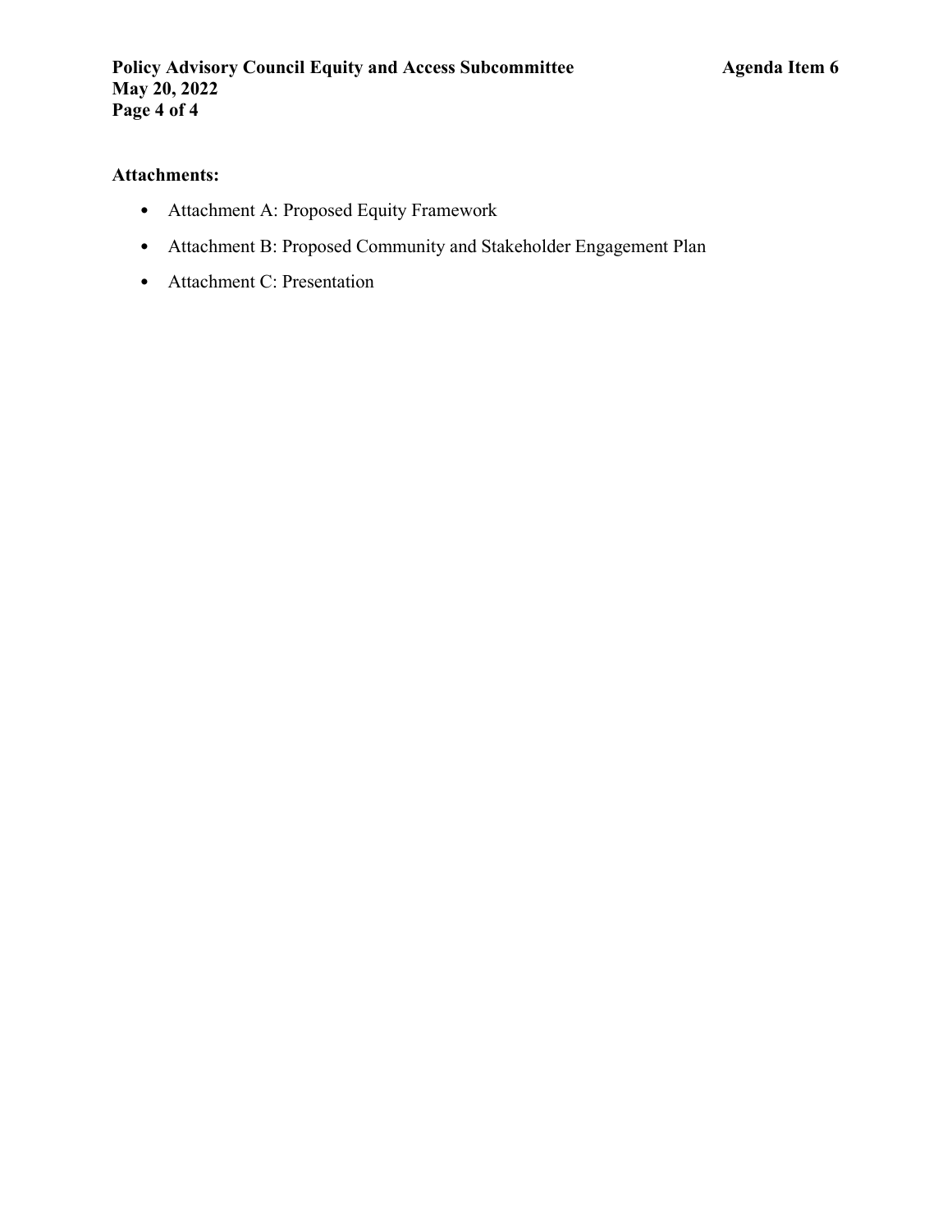**Attachments:**

- Attachment A: Proposed Equity Framework
- Attachment B: Proposed Community and Stakeholder Engagement Plan
- Attachment C: Presentation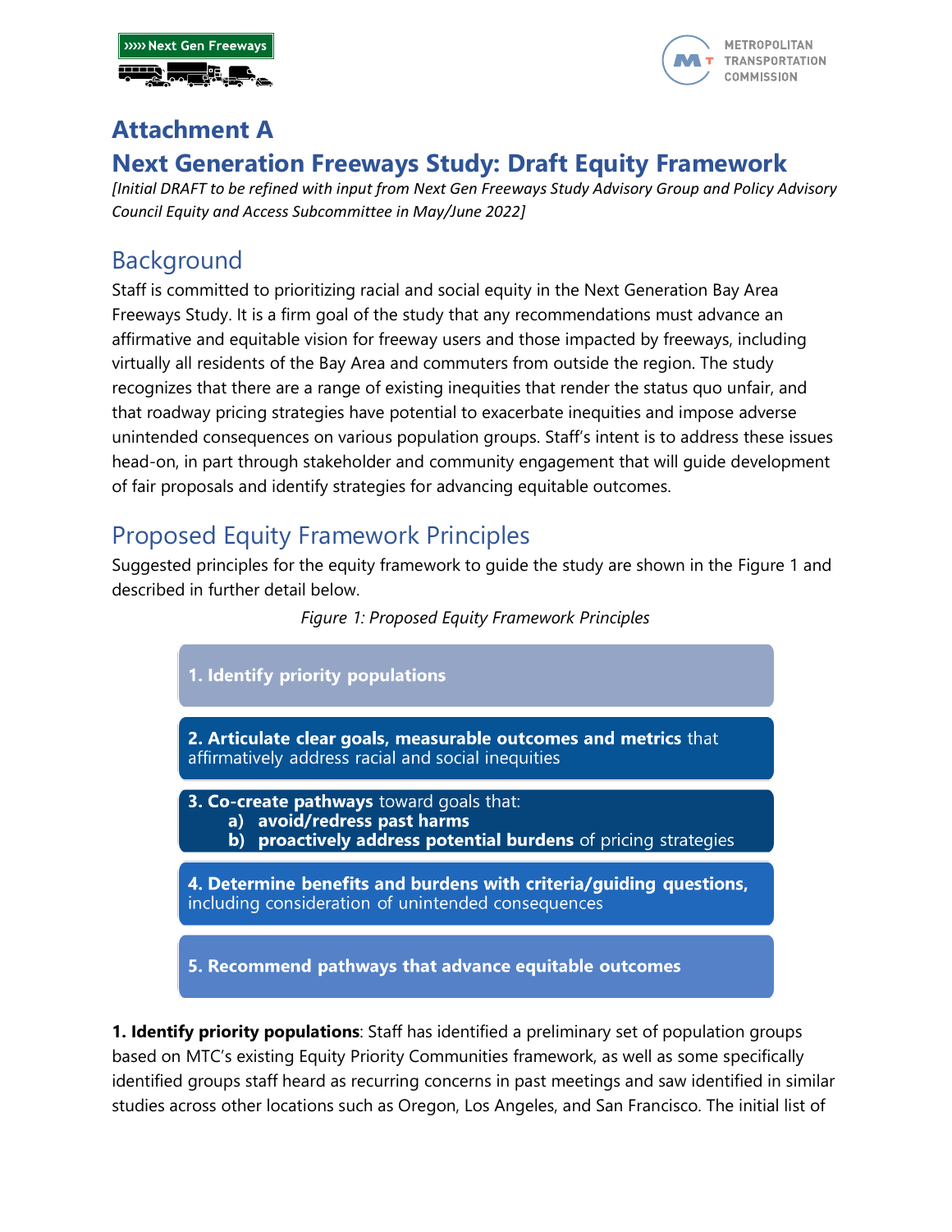# Attachment A

# Next Generation Freeways Study: Draft Equity Framework

*[Initial DRAFT to be refined with input from Next Gen Freeways Study Advisory Group and Policy Advisory Council Equity and Access Subcommittee in May/June 2022]*

## Background

Staff is committed to prioritizing racial and social equity in the Next Generation Bay Area Freeways Study. It is a firm goal of the study that any recommendations must advance an affirmative and equitable vision for freeway users and those impacted by freeways, including virtually all residents of the Bay Area and commuters from outside the region. The study recognizes that there are a range of existing inequities that render the status quo unfair, and that roadway pricing strategies have potential to exacerbate inequities and impose adverse unintended consequences on various population groups. Staff's intent is to address these issues head-on, in part through stakeholder and community engagement that will guide development of fair proposals and identify strategies for advancing equitable outcomes.

## Proposed Equity Framework Principles

Suggested principles for the equity framework to guide the study are shown in the Figure 1 and described in further detail below.

*Figure 1: Proposed Equity Framework Principles*

1. **Identify priority populations**
2. **Articulate clear goals, measurable outcomes and metrics** that affirmatively address racial and social inequities
3. **Co-create pathways** toward goals that:
   a) **avoid/redress past harms**
   b) **proactively address potential burdens** of pricing strategies
4. **Determine benefits and burdens with criteria/guiding questions,** including consideration of unintended consequences
5. **Recommend pathways that advance equitable outcomes**

**1. Identify priority populations**: Staff has identified a preliminary set of population groups based on MTC's existing Equity Priority Communities framework, as well as some specifically identified groups staff heard as recurring concerns in past meetings and saw identified in similar studies across other locations such as Oregon, Los Angeles, and San Francisco. The initial list of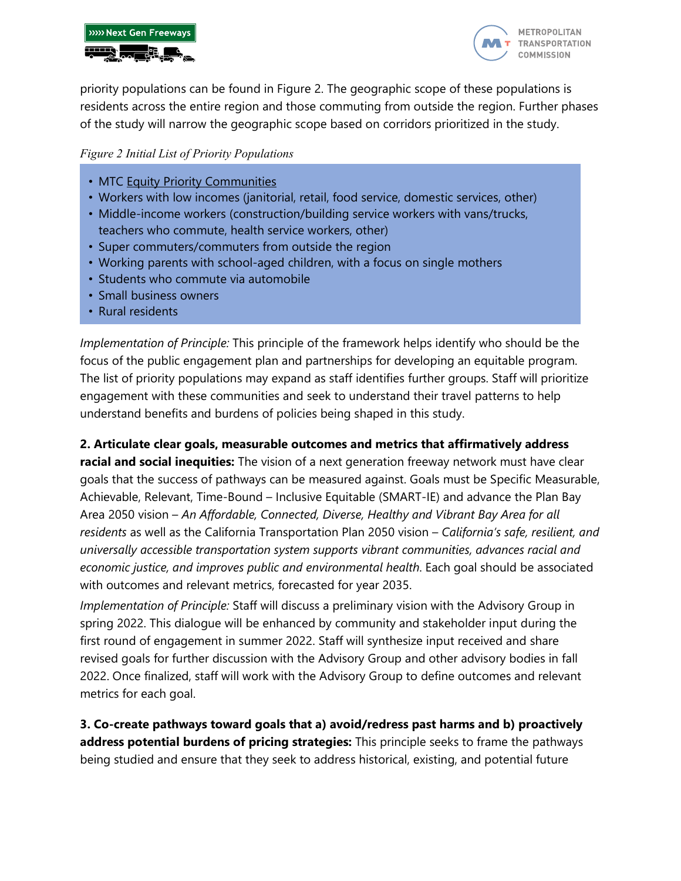priority populations can be found in Figure 2. The geographic scope of these populations is residents across the entire region and those commuting from outside the region. Further phases of the study will narrow the geographic scope based on corridors prioritized in the study.

*Figure 2 Initial List of Priority Populations*

- MTC Equity Priority Communities
- Workers with low incomes (janitorial, retail, food service, domestic services, other)
- Middle-income workers (construction/building service workers with vans/trucks, teachers who commute, health service workers, other)
- Super commuters/commuters from outside the region
- Working parents with school-aged children, with a focus on single mothers
- Students who commute via automobile
- Small business owners
- Rural residents

*Implementation of Principle:* This principle of the framework helps identify who should be the focus of the public engagement plan and partnerships for developing an equitable program. The list of priority populations may expand as staff identifies further groups. Staff will prioritize engagement with these communities and seek to understand their travel patterns to help understand benefits and burdens of policies being shaped in this study.

**2. Articulate clear goals, measurable outcomes and metrics that affirmatively address racial and social inequities:** The vision of a next generation freeway network must have clear goals that the success of pathways can be measured against. Goals must be Specific Measurable, Achievable, Relevant, Time-Bound – Inclusive Equitable (SMART-IE) and advance the Plan Bay Area 2050 vision – *An Affordable, Connected, Diverse, Healthy and Vibrant Bay Area for all residents* as well as the California Transportation Plan 2050 vision – *California's safe, resilient, and universally accessible transportation system supports vibrant communities, advances racial and economic justice, and improves public and environmental health*. Each goal should be associated with outcomes and relevant metrics, forecasted for year 2035.

*Implementation of Principle:* Staff will discuss a preliminary vision with the Advisory Group in spring 2022. This dialogue will be enhanced by community and stakeholder input during the first round of engagement in summer 2022. Staff will synthesize input received and share revised goals for further discussion with the Advisory Group and other advisory bodies in fall 2022. Once finalized, staff will work with the Advisory Group to define outcomes and relevant metrics for each goal.

**3. Co-create pathways toward goals that a) avoid/redress past harms and b) proactively address potential burdens of pricing strategies:** This principle seeks to frame the pathways being studied and ensure that they seek to address historical, existing, and potential future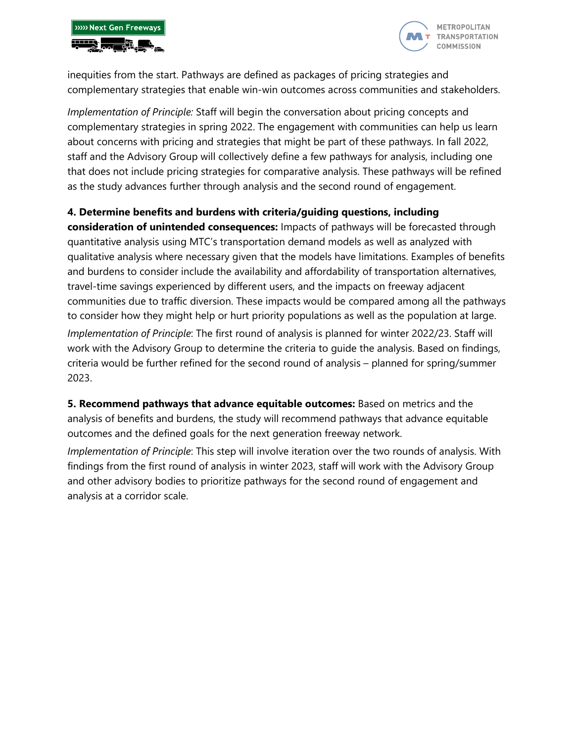inequities from the start. Pathways are defined as packages of pricing strategies and complementary strategies that enable win-win outcomes across communities and stakeholders.

*Implementation of Principle:* Staff will begin the conversation about pricing concepts and complementary strategies in spring 2022. The engagement with communities can help us learn about concerns with pricing and strategies that might be part of these pathways. In fall 2022, staff and the Advisory Group will collectively define a few pathways for analysis, including one that does not include pricing strategies for comparative analysis. These pathways will be refined as the study advances further through analysis and the second round of engagement.

**4. Determine benefits and burdens with criteria/guiding questions, including consideration of unintended consequences:** Impacts of pathways will be forecasted through quantitative analysis using MTC's transportation demand models as well as analyzed with qualitative analysis where necessary given that the models have limitations. Examples of benefits and burdens to consider include the availability and affordability of transportation alternatives, travel-time savings experienced by different users, and the impacts on freeway adjacent communities due to traffic diversion. These impacts would be compared among all the pathways to consider how they might help or hurt priority populations as well as the population at large.

*Implementation of Principle*: The first round of analysis is planned for winter 2022/23. Staff will work with the Advisory Group to determine the criteria to guide the analysis. Based on findings, criteria would be further refined for the second round of analysis – planned for spring/summer 2023.

**5. Recommend pathways that advance equitable outcomes:** Based on metrics and the analysis of benefits and burdens, the study will recommend pathways that advance equitable outcomes and the defined goals for the next generation freeway network.

*Implementation of Principle*: This step will involve iteration over the two rounds of analysis. With findings from the first round of analysis in winter 2023, staff will work with the Advisory Group and other advisory bodies to prioritize pathways for the second round of engagement and analysis at a corridor scale.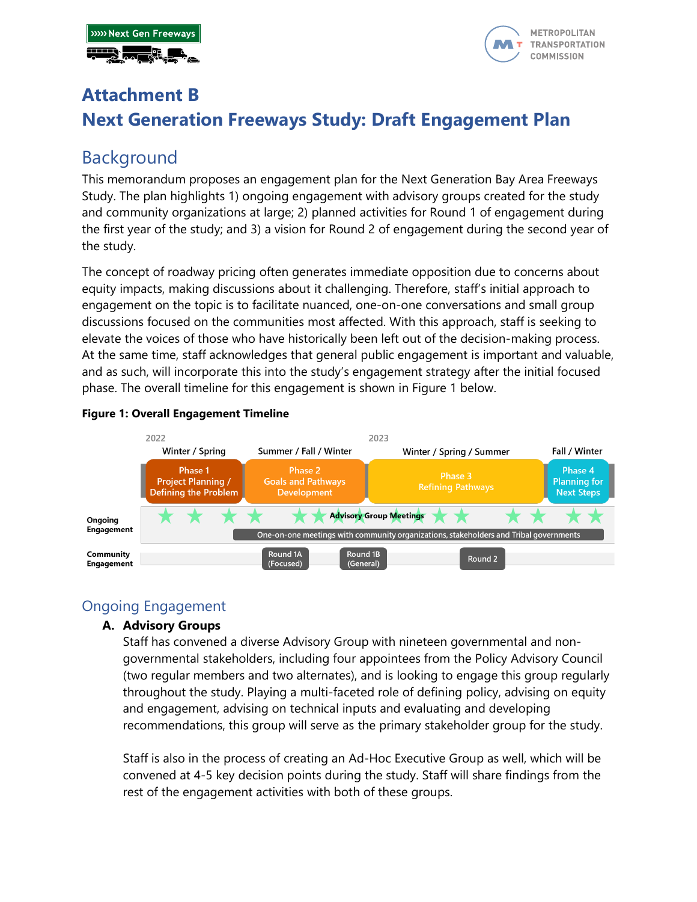# Attachment B

# Next Generation Freeways Study: Draft Engagement Plan

## Background

This memorandum proposes an engagement plan for the Next Generation Bay Area Freeways Study. The plan highlights 1) ongoing engagement with advisory groups created for the study and community organizations at large; 2) planned activities for Round 1 of engagement during the first year of the study; and 3) a vision for Round 2 of engagement during the second year of the study.

The concept of roadway pricing often generates immediate opposition due to concerns about equity impacts, making discussions about it challenging. Therefore, staff's initial approach to engagement on the topic is to facilitate nuanced, one-on-one conversations and small group discussions focused on the communities most affected. With this approach, staff is seeking to elevate the voices of those who have historically been left out of the decision-making process. At the same time, staff acknowledges that general public engagement is important and valuable, and as such, will incorporate this into the study's engagement strategy after the initial focused phase. The overall timeline for this engagement is shown in Figure 1 below.

**Figure 1: Overall Engagement Timeline**

| | 2022 Winter / Spring | Summer / Fall / Winter | 2023 Winter / Spring / Summer | Fall / Winter |
|---|---|---|---|---|
| | Phase 1 Project Planning / Defining the Problem | Phase 2 Goals and Pathways Development | Phase 3 Refining Pathways | Phase 4 Planning for Next Steps |
| Ongoing Engagement | Advisory Group Meetings (throughout); One-on-one meetings with community organizations, stakeholders and Tribal governments (from Summer 2022 onward) | | | |
| Community Engagement | | Round 1A (Focused); Round 1B (General) | Round 2 | |

## Ongoing Engagement

### A. Advisory Groups

Staff has convened a diverse Advisory Group with nineteen governmental and non-governmental stakeholders, including four appointees from the Policy Advisory Council (two regular members and two alternates), and is looking to engage this group regularly throughout the study. Playing a multi-faceted role of defining policy, advising on equity and engagement, advising on technical inputs and evaluating and developing recommendations, this group will serve as the primary stakeholder group for the study.

Staff is also in the process of creating an Ad-Hoc Executive Group as well, which will be convened at 4-5 key decision points during the study. Staff will share findings from the rest of the engagement activities with both of these groups.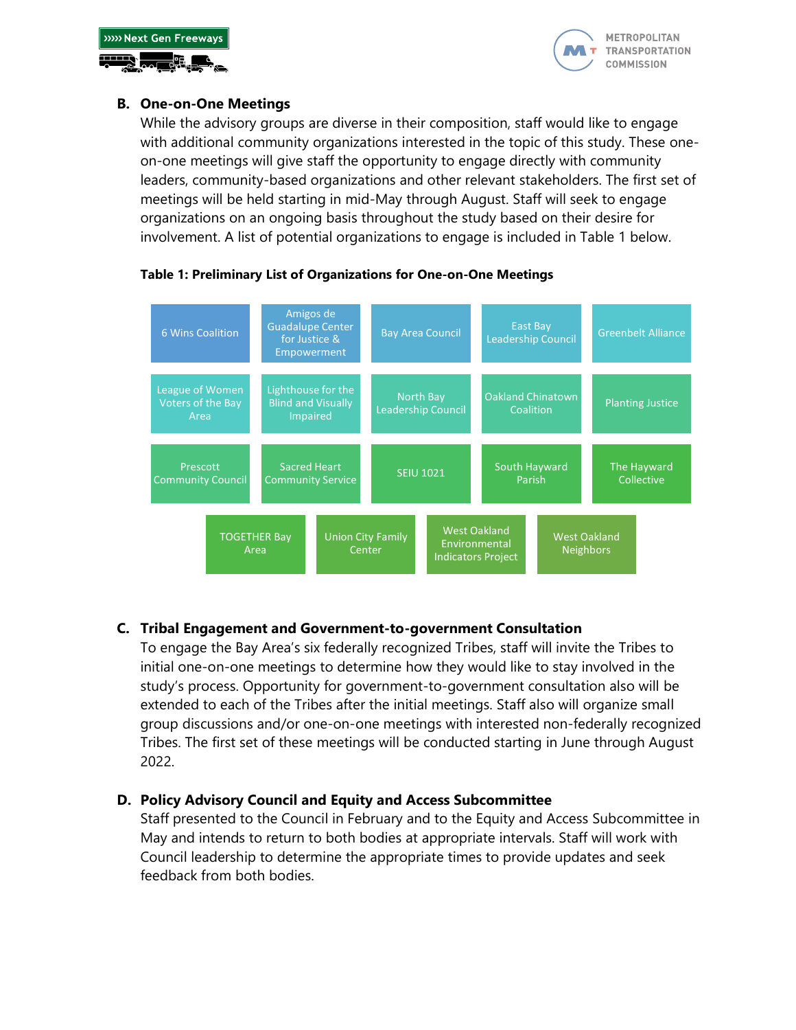### B. One-on-One Meetings

While the advisory groups are diverse in their composition, staff would like to engage with additional community organizations interested in the topic of this study. These one-on-one meetings will give staff the opportunity to engage directly with community leaders, community-based organizations and other relevant stakeholders. The first set of meetings will be held starting in mid-May through August. Staff will seek to engage organizations on an ongoing basis throughout the study based on their desire for involvement. A list of potential organizations to engage is included in Table 1 below.

**Table 1: Preliminary List of Organizations for One-on-One Meetings**

| | | | | |
|---|---|---|---|---|
| 6 Wins Coalition | Amigos de Guadalupe Center for Justice & Empowerment | Bay Area Council | East Bay Leadership Council | Greenbelt Alliance |
| League of Women Voters of the Bay Area | Lighthouse for the Blind and Visually Impaired | North Bay Leadership Council | Oakland Chinatown Coalition | Planting Justice |
| Prescott Community Council | Sacred Heart Community Service | SEIU 1021 | South Hayward Parish | The Hayward Collective |
| TOGETHER Bay Area | Union City Family Center | West Oakland Environmental Indicators Project | West Oakland Neighbors | |

### C. Tribal Engagement and Government-to-government Consultation

To engage the Bay Area's six federally recognized Tribes, staff will invite the Tribes to initial one-on-one meetings to determine how they would like to stay involved in the study's process. Opportunity for government-to-government consultation also will be extended to each of the Tribes after the initial meetings. Staff also will organize small group discussions and/or one-on-one meetings with interested non-federally recognized Tribes. The first set of these meetings will be conducted starting in June through August 2022.

### D. Policy Advisory Council and Equity and Access Subcommittee

Staff presented to the Council in February and to the Equity and Access Subcommittee in May and intends to return to both bodies at appropriate intervals. Staff will work with Council leadership to determine the appropriate times to provide updates and seek feedback from both bodies.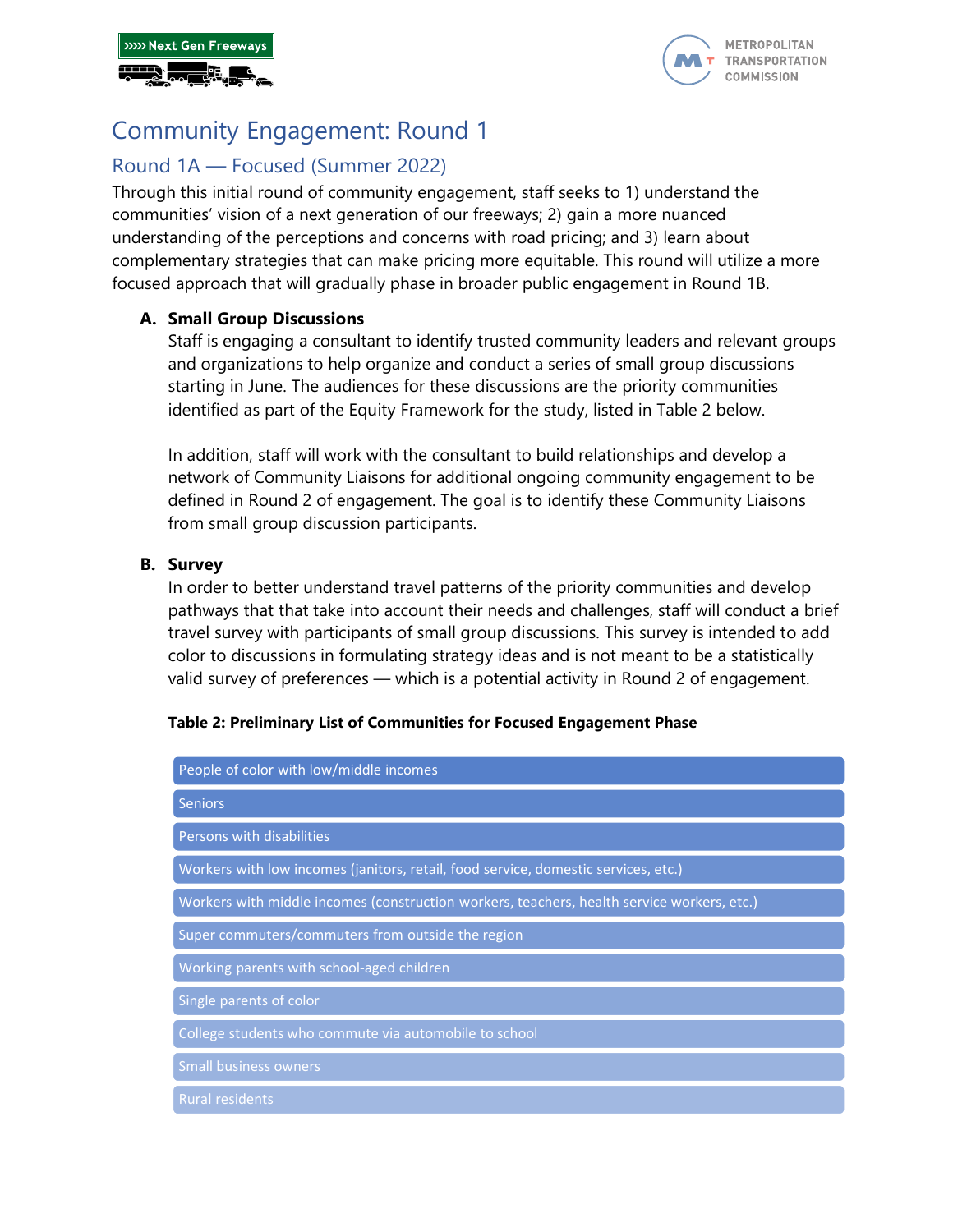# Community Engagement: Round 1

## Round 1A — Focused (Summer 2022)

Through this initial round of community engagement, staff seeks to 1) understand the communities' vision of a next generation of our freeways; 2) gain a more nuanced understanding of the perceptions and concerns with road pricing; and 3) learn about complementary strategies that can make pricing more equitable. This round will utilize a more focused approach that will gradually phase in broader public engagement in Round 1B.

**A. Small Group Discussions**

Staff is engaging a consultant to identify trusted community leaders and relevant groups and organizations to help organize and conduct a series of small group discussions starting in June. The audiences for these discussions are the priority communities identified as part of the Equity Framework for the study, listed in Table 2 below.

In addition, staff will work with the consultant to build relationships and develop a network of Community Liaisons for additional ongoing community engagement to be defined in Round 2 of engagement. The goal is to identify these Community Liaisons from small group discussion participants.

**B. Survey**

In order to better understand travel patterns of the priority communities and develop pathways that that take into account their needs and challenges, staff will conduct a brief travel survey with participants of small group discussions. This survey is intended to add color to discussions in formulating strategy ideas and is not meant to be a statistically valid survey of preferences — which is a potential activity in Round 2 of engagement.

**Table 2: Preliminary List of Communities for Focused Engagement Phase**

| |
|---|
| People of color with low/middle incomes |
| Seniors |
| Persons with disabilities |
| Workers with low incomes (janitors, retail, food service, domestic services, etc.) |
| Workers with middle incomes (construction workers, teachers, health service workers, etc.) |
| Super commuters/commuters from outside the region |
| Working parents with school-aged children |
| Single parents of color |
| College students who commute via automobile to school |
| Small business owners |
| Rural residents |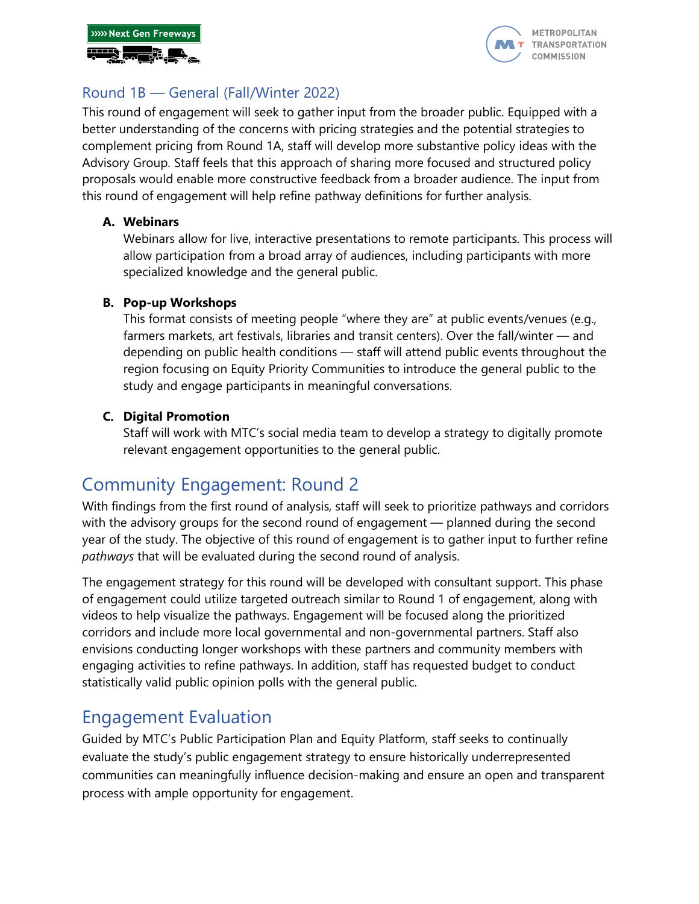### Round 1B — General (Fall/Winter 2022)

This round of engagement will seek to gather input from the broader public. Equipped with a better understanding of the concerns with pricing strategies and the potential strategies to complement pricing from Round 1A, staff will develop more substantive policy ideas with the Advisory Group. Staff feels that this approach of sharing more focused and structured policy proposals would enable more constructive feedback from a broader audience. The input from this round of engagement will help refine pathway definitions for further analysis.

**A. Webinars**
Webinars allow for live, interactive presentations to remote participants. This process will allow participation from a broad array of audiences, including participants with more specialized knowledge and the general public.

**B. Pop-up Workshops**
This format consists of meeting people “where they are” at public events/venues (e.g., farmers markets, art festivals, libraries and transit centers). Over the fall/winter — and depending on public health conditions — staff will attend public events throughout the region focusing on Equity Priority Communities to introduce the general public to the study and engage participants in meaningful conversations.

**C. Digital Promotion**
Staff will work with MTC’s social media team to develop a strategy to digitally promote relevant engagement opportunities to the general public.

## Community Engagement: Round 2

With findings from the first round of analysis, staff will seek to prioritize pathways and corridors with the advisory groups for the second round of engagement — planned during the second year of the study. The objective of this round of engagement is to gather input to further refine *pathways* that will be evaluated during the second round of analysis.

The engagement strategy for this round will be developed with consultant support. This phase of engagement could utilize targeted outreach similar to Round 1 of engagement, along with videos to help visualize the pathways. Engagement will be focused along the prioritized corridors and include more local governmental and non-governmental partners. Staff also envisions conducting longer workshops with these partners and community members with engaging activities to refine pathways. In addition, staff has requested budget to conduct statistically valid public opinion polls with the general public.

## Engagement Evaluation

Guided by MTC’s Public Participation Plan and Equity Platform, staff seeks to continually evaluate the study’s public engagement strategy to ensure historically underrepresented communities can meaningfully influence decision-making and ensure an open and transparent process with ample opportunity for engagement.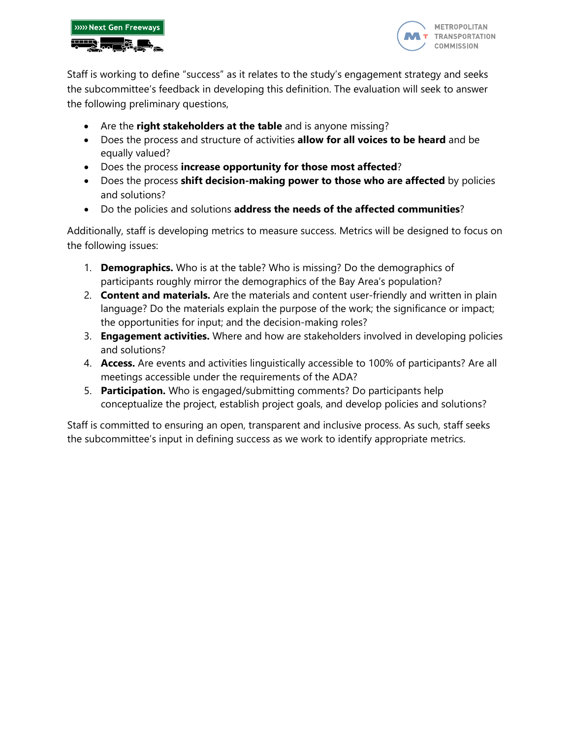Staff is working to define "success" as it relates to the study's engagement strategy and seeks the subcommittee's feedback in developing this definition. The evaluation will seek to answer the following preliminary questions,

- Are the **right stakeholders at the table** and is anyone missing?
- Does the process and structure of activities **allow for all voices to be heard** and be equally valued?
- Does the process **increase opportunity for those most affected**?
- Does the process **shift decision-making power to those who are affected** by policies and solutions?
- Do the policies and solutions **address the needs of the affected communities**?

Additionally, staff is developing metrics to measure success. Metrics will be designed to focus on the following issues:

1. **Demographics.** Who is at the table? Who is missing? Do the demographics of participants roughly mirror the demographics of the Bay Area's population?
2. **Content and materials.** Are the materials and content user-friendly and written in plain language? Do the materials explain the purpose of the work; the significance or impact; the opportunities for input; and the decision-making roles?
3. **Engagement activities.** Where and how are stakeholders involved in developing policies and solutions?
4. **Access.** Are events and activities linguistically accessible to 100% of participants? Are all meetings accessible under the requirements of the ADA?
5. **Participation.** Who is engaged/submitting comments? Do participants help conceptualize the project, establish project goals, and develop policies and solutions?

Staff is committed to ensuring an open, transparent and inclusive process. As such, staff seeks the subcommittee's input in defining success as we work to identify appropriate metrics.